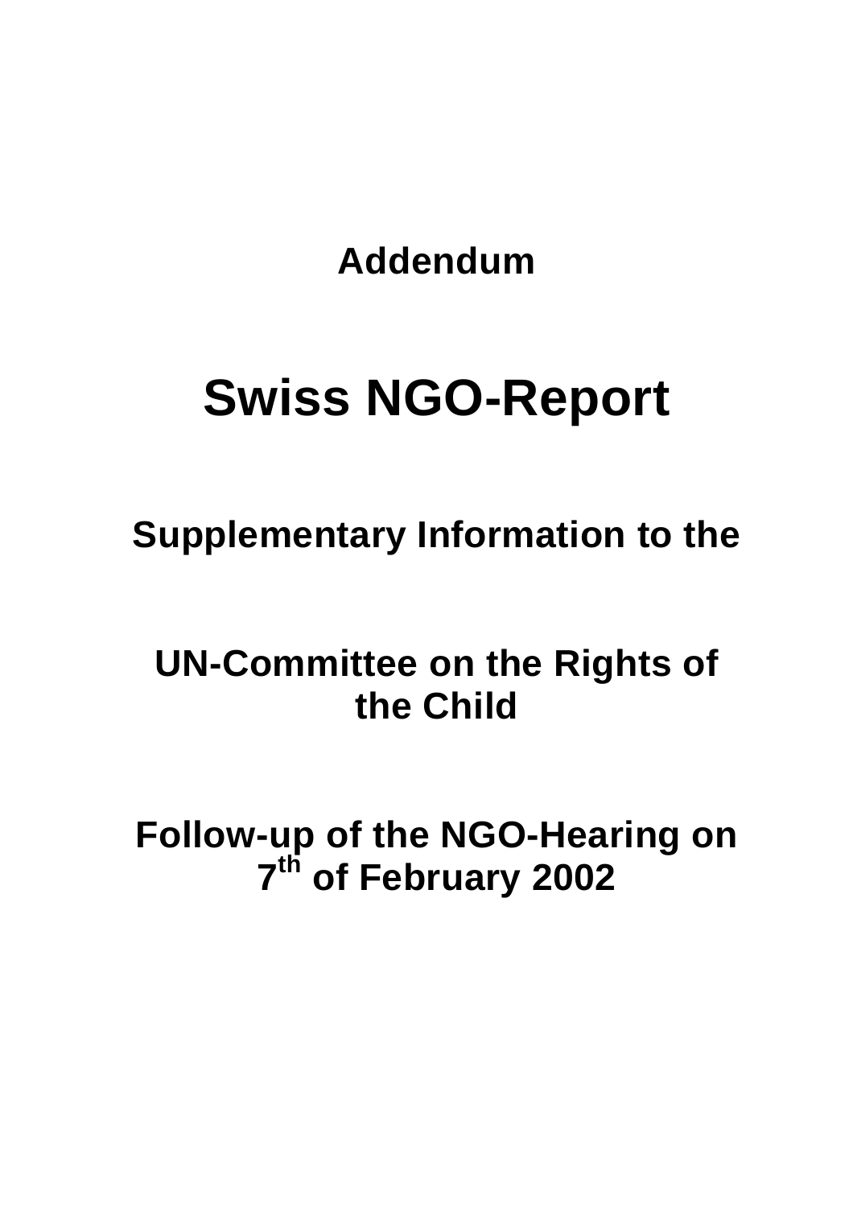**Addendum**

# Swiss NGO-Report

## Supplementary Information to the

## UN-Committee on the Rights of the Child

## Follow-up of the NGO-Hearing on 7th of February 2002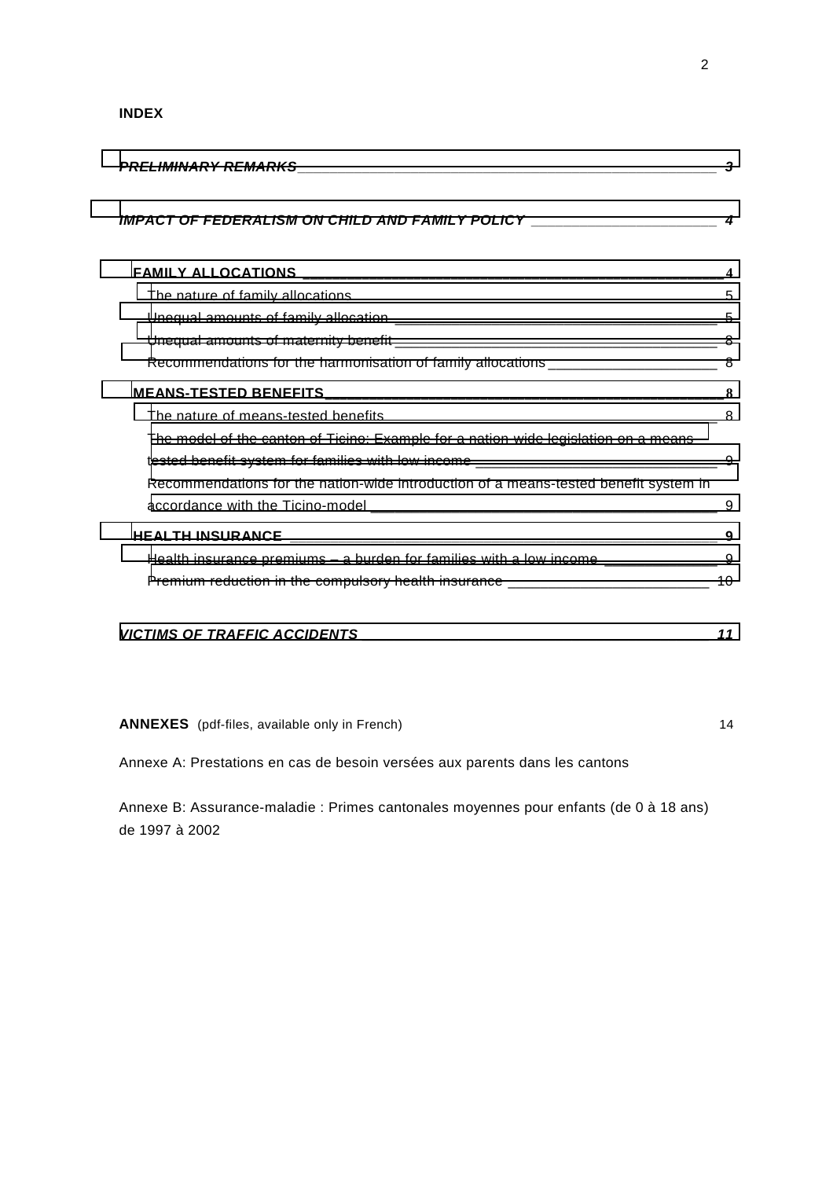**INDEX**

*PRELIMINARY REMARKS* 3

*IMPACT OF FEDERALISM ON CHILD AND FAMILY POLICY* 4

**FAMILY ALLOCATIONS** 4

- The nature of family allocations 5
- Unequal amounts of family allocation 5
- Unequal amounts of maternity benefit 8
- Recommendations for the harmonisation of family allocations 8

**MEANS-TESTED BENEFITS** 8

- The nature of means-tested benefits 8
- The model of the canton of Ticino: Example for a nation-wide legislation on a means-tested benefit system for families with low income 9
- Recommendations for the nation-wide introduction of a means-tested benefit system in accordance with the Ticino-model 9

**HEALTH INSURANCE** 9

- Health insurance premiums – a burden for families with a low income 9
- Premium reduction in the compulsory health insurance 10

*VICTIMS OF TRAFFIC ACCIDENTS* 11

**ANNEXES** (pdf-files, available only in French) 14

Annexe A: Prestations en cas de besoin versées aux parents dans les cantons

Annexe B: Assurance-maladie : Primes cantonales moyennes pour enfants (de 0 à 18 ans) de 1997 à 2002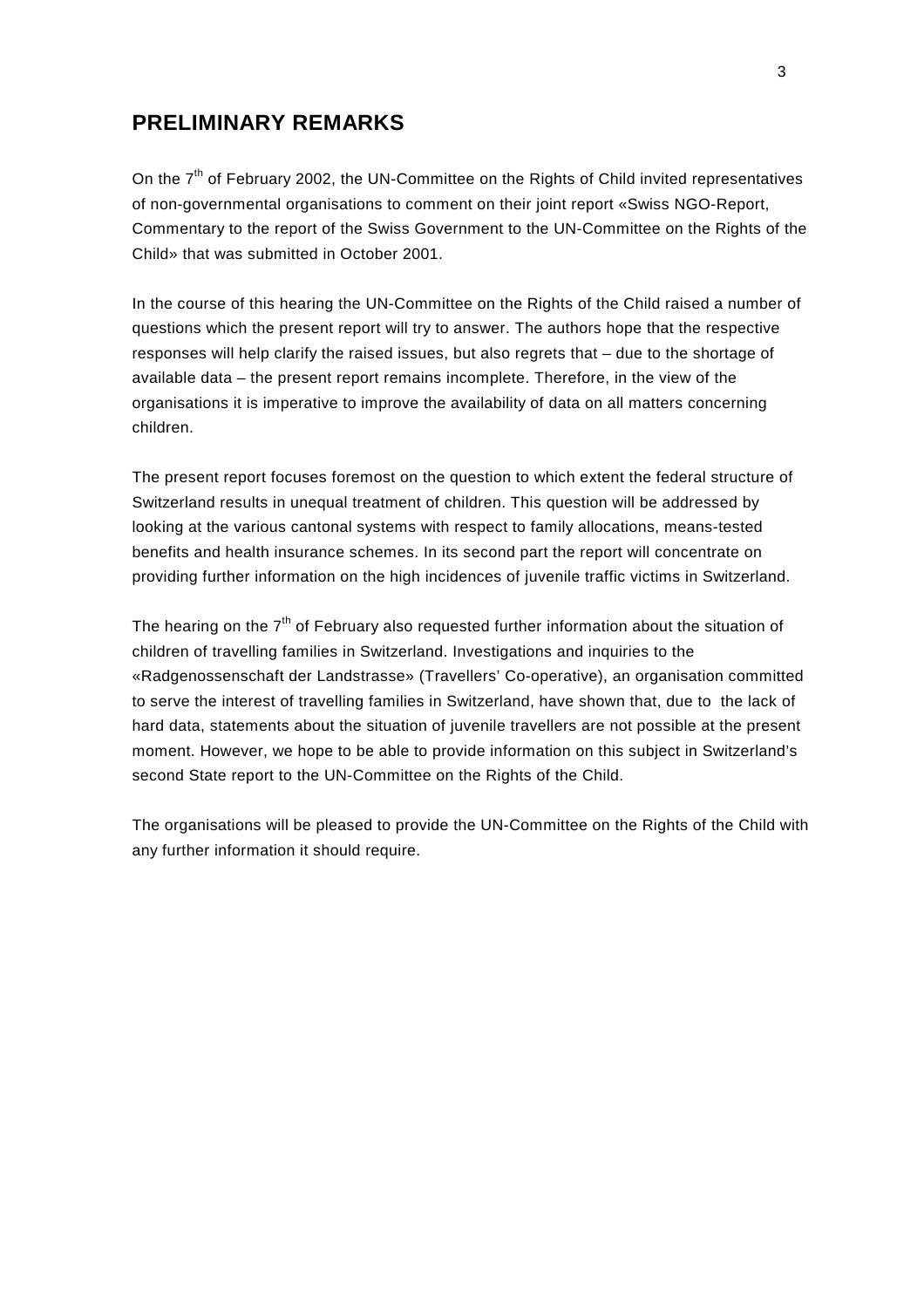## PRELIMINARY REMARKS

On the 7th of February 2002, the UN-Committee on the Rights of Child invited representatives of non-governmental organisations to comment on their joint report «Swiss NGO-Report, Commentary to the report of the Swiss Government to the UN-Committee on the Rights of the Child» that was submitted in October 2001.

In the course of this hearing the UN-Committee on the Rights of the Child raised a number of questions which the present report will try to answer. The authors hope that the respective responses will help clarify the raised issues, but also regrets that – due to the shortage of available data – the present report remains incomplete. Therefore, in the view of the organisations it is imperative to improve the availability of data on all matters concerning children.

The present report focuses foremost on the question to which extent the federal structure of Switzerland results in unequal treatment of children. This question will be addressed by looking at the various cantonal systems with respect to family allocations, means-tested benefits and health insurance schemes. In its second part the report will concentrate on providing further information on the high incidences of juvenile traffic victims in Switzerland.

The hearing on the 7th of February also requested further information about the situation of children of travelling families in Switzerland. Investigations and inquiries to the «Radgenossenschaft der Landstrasse» (Travellers' Co-operative), an organisation committed to serve the interest of travelling families in Switzerland, have shown that, due to the lack of hard data, statements about the situation of juvenile travellers are not possible at the present moment. However, we hope to be able to provide information on this subject in Switzerland's second State report to the UN-Committee on the Rights of the Child.

The organisations will be pleased to provide the UN-Committee on the Rights of the Child with any further information it should require.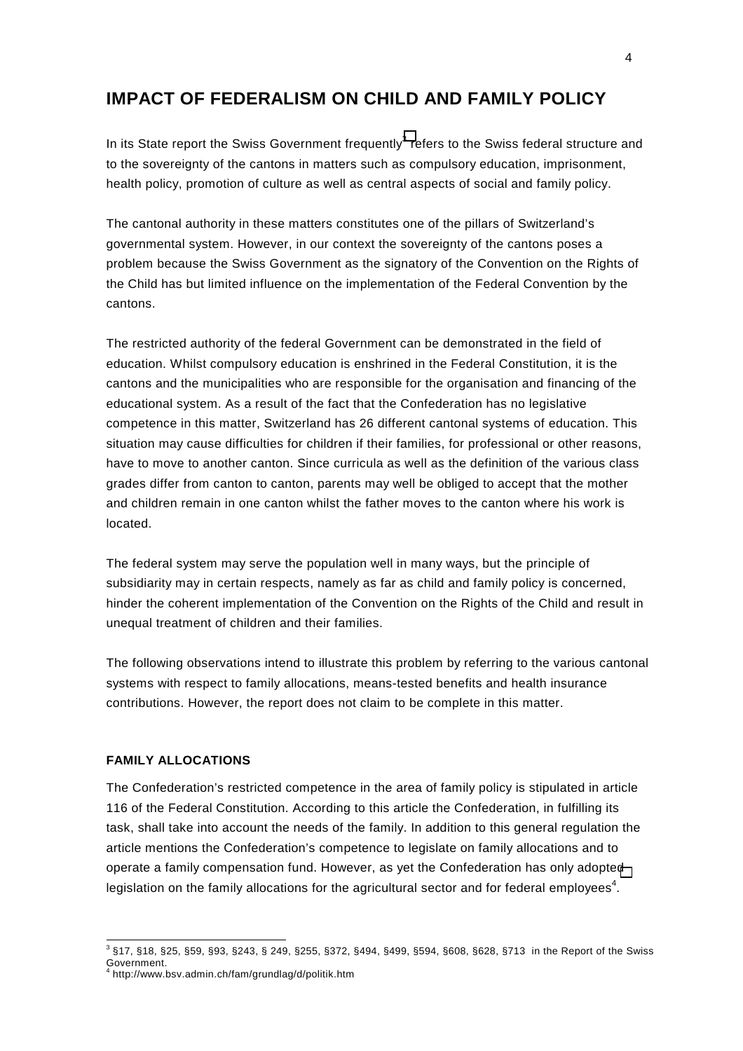# IMPACT OF FEDERALISM ON CHILD AND FAMILY POLICY

In its State report the Swiss Government frequently[3] refers to the Swiss federal structure and to the sovereignty of the cantons in matters such as compulsory education, imprisonment, health policy, promotion of culture as well as central aspects of social and family policy.

The cantonal authority in these matters constitutes one of the pillars of Switzerland's governmental system. However, in our context the sovereignty of the cantons poses a problem because the Swiss Government as the signatory of the Convention on the Rights of the Child has but limited influence on the implementation of the Federal Convention by the cantons.

The restricted authority of the federal Government can be demonstrated in the field of education. Whilst compulsory education is enshrined in the Federal Constitution, it is the cantons and the municipalities who are responsible for the organisation and financing of the educational system. As a result of the fact that the Confederation has no legislative competence in this matter, Switzerland has 26 different cantonal systems of education. This situation may cause difficulties for children if their families, for professional or other reasons, have to move to another canton. Since curricula as well as the definition of the various class grades differ from canton to canton, parents may well be obliged to accept that the mother and children remain in one canton whilst the father moves to the canton where his work is located.

The federal system may serve the population well in many ways, but the principle of subsidiarity may in certain respects, namely as far as child and family policy is concerned, hinder the coherent implementation of the Convention on the Rights of the Child and result in unequal treatment of children and their families.

The following observations intend to illustrate this problem by referring to the various cantonal systems with respect to family allocations, means-tested benefits and health insurance contributions. However, the report does not claim to be complete in this matter.

### FAMILY ALLOCATIONS

The Confederation's restricted competence in the area of family policy is stipulated in article 116 of the Federal Constitution. According to this article the Confederation, in fulfilling its task, shall take into account the needs of the family. In addition to this general regulation the article mentions the Confederation's competence to legislate on family allocations and to operate a family compensation fund. However, as yet the Confederation has only adopted legislation on the family allocations for the agricultural sector and for federal employees[4].

---

[3] §17, §18, §25, §59, §93, §243, § 249, §255, §372, §494, §499, §594, §608, §628, §713 in the Report of the Swiss Government.

[4] http://www.bsv.admin.ch/fam/grundlag/d/politik.htm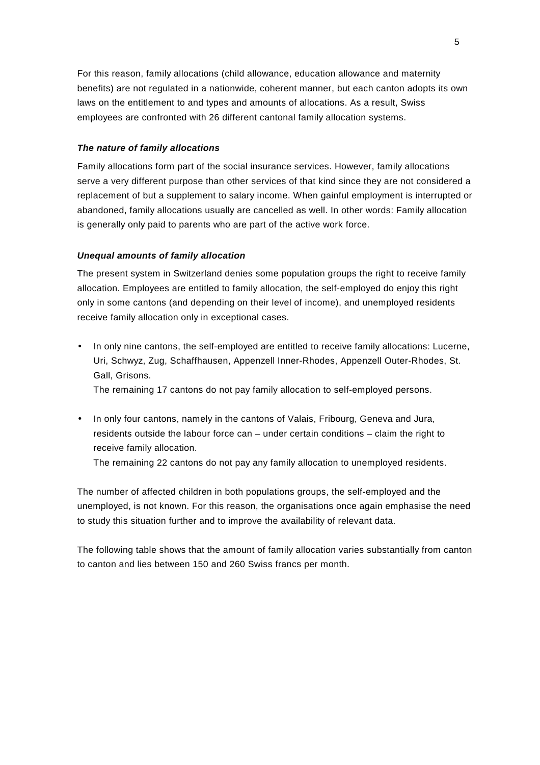For this reason, family allocations (child allowance, education allowance and maternity benefits) are not regulated in a nationwide, coherent manner, but each canton adopts its own laws on the entitlement to and types and amounts of allocations. As a result, Swiss employees are confronted with 26 different cantonal family allocation systems.

### *The nature of family allocations*

Family allocations form part of the social insurance services. However, family allocations serve a very different purpose than other services of that kind since they are not considered a replacement of but a supplement to salary income. When gainful employment is interrupted or abandoned, family allocations usually are cancelled as well. In other words: Family allocation is generally only paid to parents who are part of the active work force.

### *Unequal amounts of family allocation*

The present system in Switzerland denies some population groups the right to receive family allocation. Employees are entitled to family allocation, the self-employed do enjoy this right only in some cantons (and depending on their level of income), and unemployed residents receive family allocation only in exceptional cases.

- In only nine cantons, the self-employed are entitled to receive family allocations: Lucerne, Uri, Schwyz, Zug, Schaffhausen, Appenzell Inner-Rhodes, Appenzell Outer-Rhodes, St. Gall, Grisons.
  The remaining 17 cantons do not pay family allocation to self-employed persons.

- In only four cantons, namely in the cantons of Valais, Fribourg, Geneva and Jura, residents outside the labour force can – under certain conditions – claim the right to receive family allocation.
  The remaining 22 cantons do not pay any family allocation to unemployed residents.

The number of affected children in both populations groups, the self-employed and the unemployed, is not known. For this reason, the organisations once again emphasise the need to study this situation further and to improve the availability of relevant data.

The following table shows that the amount of family allocation varies substantially from canton to canton and lies between 150 and 260 Swiss francs per month.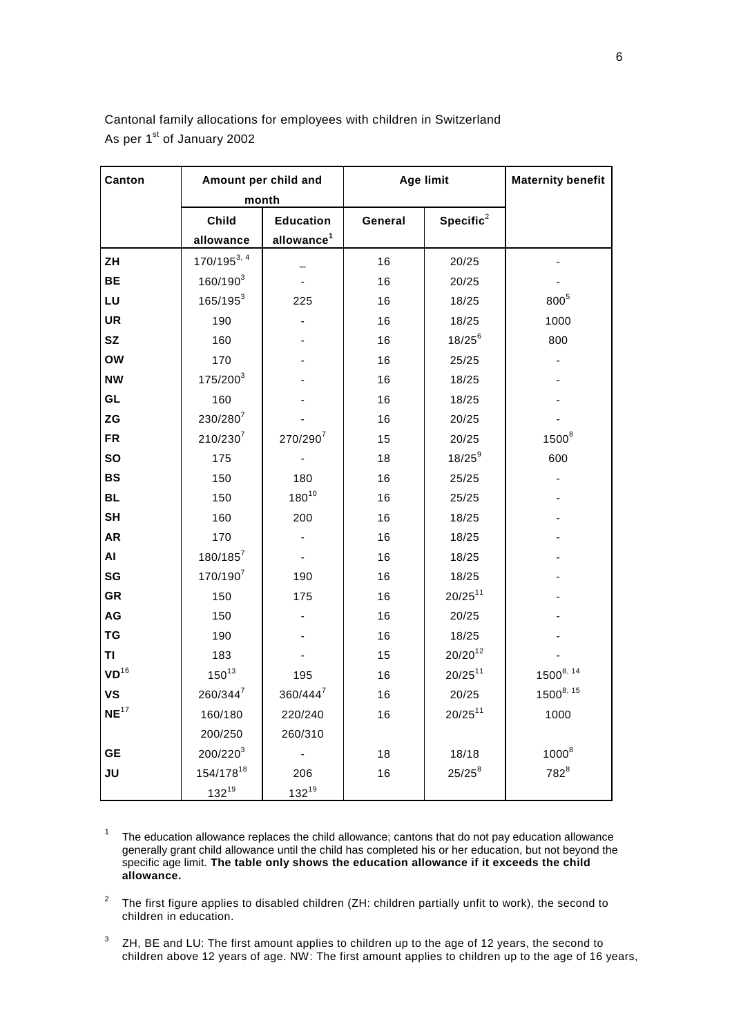Cantonal family allocations for employees with children in Switzerland
As per 1st of January 2002

| Canton | Amount per child and month | | Age limit | | Maternity benefit |
|---|---|---|---|---|---|
| | Child allowance | Education allowance[1] | General | Specific[2] | |
| **ZH** | 170/195[3, 4] | _ | 16 | 20/25 | - |
| **BE** | 160/190[3] | - | 16 | 20/25 | - |
| **LU** | 165/195[3] | 225 | 16 | 18/25 | 800[5] |
| **UR** | 190 | - | 16 | 18/25 | 1000 |
| **SZ** | 160 | - | 16 | 18/25[6] | 800 |
| **OW** | 170 | - | 16 | 25/25 | - |
| **NW** | 175/200[3] | - | 16 | 18/25 | - |
| **GL** | 160 | - | 16 | 18/25 | - |
| **ZG** | 230/280[7] | - | 16 | 20/25 | - |
| **FR** | 210/230[7] | 270/290[7] | 15 | 20/25 | 1500[8] |
| **SO** | 175 | - | 18 | 18/25[9] | 600 |
| **BS** | 150 | 180 | 16 | 25/25 | - |
| **BL** | 150 | 180[10] | 16 | 25/25 | - |
| **SH** | 160 | 200 | 16 | 18/25 | - |
| **AR** | 170 | - | 16 | 18/25 | - |
| **AI** | 180/185[7] | - | 16 | 18/25 | - |
| **SG** | 170/190[7] | 190 | 16 | 18/25 | - |
| **GR** | 150 | 175 | 16 | 20/25[11] | - |
| **AG** | 150 | - | 16 | 20/25 | - |
| **TG** | 190 | - | 16 | 18/25 | - |
| **TI** | 183 | - | 15 | 20/20[12] | - |
| **VD**[16] | 150[13] | 195 | 16 | 20/25[11] | 1500[8, 14] |
| **VS** | 260/344[7] | 360/444[7] | 16 | 20/25 | 1500[8, 15] |
| **NE**[17] | 160/180<br>200/250 | 220/240<br>260/310 | 16 | 20/25[11] | 1000 |
| **GE** | 200/220[3] | - | 18 | 18/18 | 1000[8] |
| **JU** | 154/178[18]<br>132[19] | 206<br>132[19] | 16 | 25/25[8] | 782[8] |

[1] The education allowance replaces the child allowance; cantons that do not pay education allowance generally grant child allowance until the child has completed his or her education, but not beyond the specific age limit. **The table only shows the education allowance if it exceeds the child allowance.**

[2] The first figure applies to disabled children (ZH: children partially unfit to work), the second to children in education.

[3] ZH, BE and LU: The first amount applies to children up to the age of 12 years, the second to children above 12 years of age. NW: The first amount applies to children up to the age of 16 years,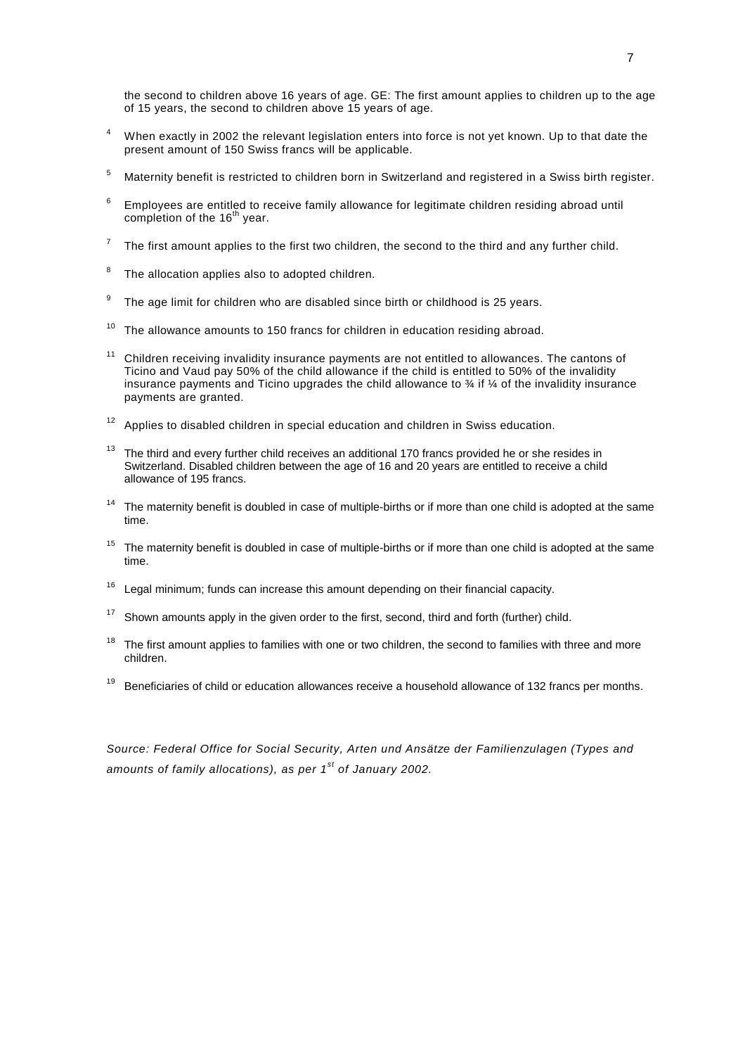the second to children above 16 years of age. GE: The first amount applies to children up to the age of 15 years, the second to children above 15 years of age.

[4] When exactly in 2002 the relevant legislation enters into force is not yet known. Up to that date the present amount of 150 Swiss francs will be applicable.

[5] Maternity benefit is restricted to children born in Switzerland and registered in a Swiss birth register.

[6] Employees are entitled to receive family allowance for legitimate children residing abroad until completion of the 16th year.

[7] The first amount applies to the first two children, the second to the third and any further child.

[8] The allocation applies also to adopted children.

[9] The age limit for children who are disabled since birth or childhood is 25 years.

[10] The allowance amounts to 150 francs for children in education residing abroad.

[11] Children receiving invalidity insurance payments are not entitled to allowances. The cantons of Ticino and Vaud pay 50% of the child allowance if the child is entitled to 50% of the invalidity insurance payments and Ticino upgrades the child allowance to ¾ if ¼ of the invalidity insurance payments are granted.

[12] Applies to disabled children in special education and children in Swiss education.

[13] The third and every further child receives an additional 170 francs provided he or she resides in Switzerland. Disabled children between the age of 16 and 20 years are entitled to receive a child allowance of 195 francs.

[14] The maternity benefit is doubled in case of multiple-births or if more than one child is adopted at the same time.

[15] The maternity benefit is doubled in case of multiple-births or if more than one child is adopted at the same time.

[16] Legal minimum; funds can increase this amount depending on their financial capacity.

[17] Shown amounts apply in the given order to the first, second, third and forth (further) child.

[18] The first amount applies to families with one or two children, the second to families with three and more children.

[19] Beneficiaries of child or education allowances receive a household allowance of 132 francs per months.

*Source: Federal Office for Social Security, Arten und Ansätze der Familienzulagen (Types and amounts of family allocations), as per 1st of January 2002.*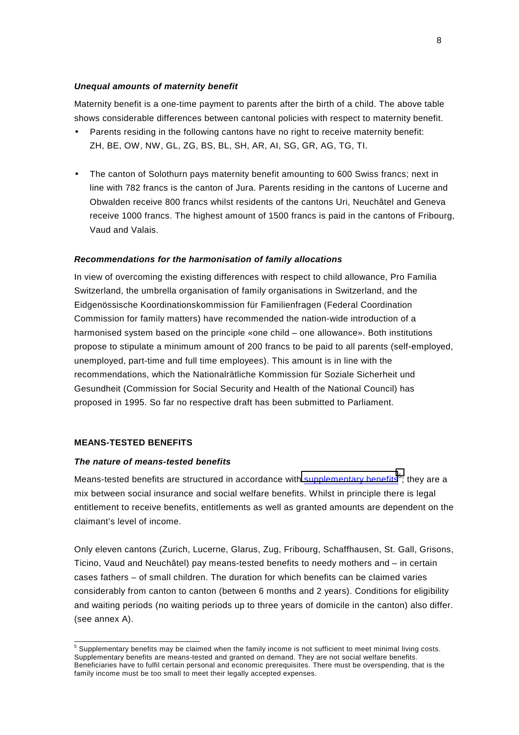### *Unequal amounts of maternity benefit*

Maternity benefit is a one-time payment to parents after the birth of a child. The above table shows considerable differences between cantonal policies with respect to maternity benefit.

- Parents residing in the following cantons have no right to receive maternity benefit: ZH, BE, OW, NW, GL, ZG, BS, BL, SH, AR, AI, SG, GR, AG, TG, TI.
- The canton of Solothurn pays maternity benefit amounting to 600 Swiss francs; next in line with 782 francs is the canton of Jura. Parents residing in the cantons of Lucerne and Obwalden receive 800 francs whilst residents of the cantons Uri, Neuchâtel and Geneva receive 1000 francs. The highest amount of 1500 francs is paid in the cantons of Fribourg, Vaud and Valais.

### *Recommendations for the harmonisation of family allocations*

In view of overcoming the existing differences with respect to child allowance, Pro Familia Switzerland, the umbrella organisation of family organisations in Switzerland, and the Eidgenössische Koordinationskommission für Familienfragen (Federal Coordination Commission for family matters) have recommended the nation-wide introduction of a harmonised system based on the principle «one child – one allowance». Both institutions propose to stipulate a minimum amount of 200 francs to be paid to all parents (self-employed, unemployed, part-time and full time employees). This amount is in line with the recommendations, which the Nationalrätliche Kommission für Soziale Sicherheit und Gesundheit (Commission for Social Security and Health of the National Council) has proposed in 1995. So far no respective draft has been submitted to Parliament.

## MEANS-TESTED BENEFITS

### *The nature of means-tested benefits*

Means-tested benefits are structured in accordance with supplementary benefits[5]; they are a mix between social insurance and social welfare benefits. Whilst in principle there is legal entitlement to receive benefits, entitlements as well as granted amounts are dependent on the claimant's level of income.

Only eleven cantons (Zurich, Lucerne, Glarus, Zug, Fribourg, Schaffhausen, St. Gall, Grisons, Ticino, Vaud and Neuchâtel) pay means-tested benefits to needy mothers and – in certain cases fathers – of small children. The duration for which benefits can be claimed varies considerably from canton to canton (between 6 months and 2 years). Conditions for eligibility and waiting periods (no waiting periods up to three years of domicile in the canton) also differ. (see annex A).

---

[5] Supplementary benefits may be claimed when the family income is not sufficient to meet minimal living costs. Supplementary benefits are means-tested and granted on demand. They are not social welfare benefits. Beneficiaries have to fulfil certain personal and economic prerequisites. There must be overspending, that is the family income must be too small to meet their legally accepted expenses.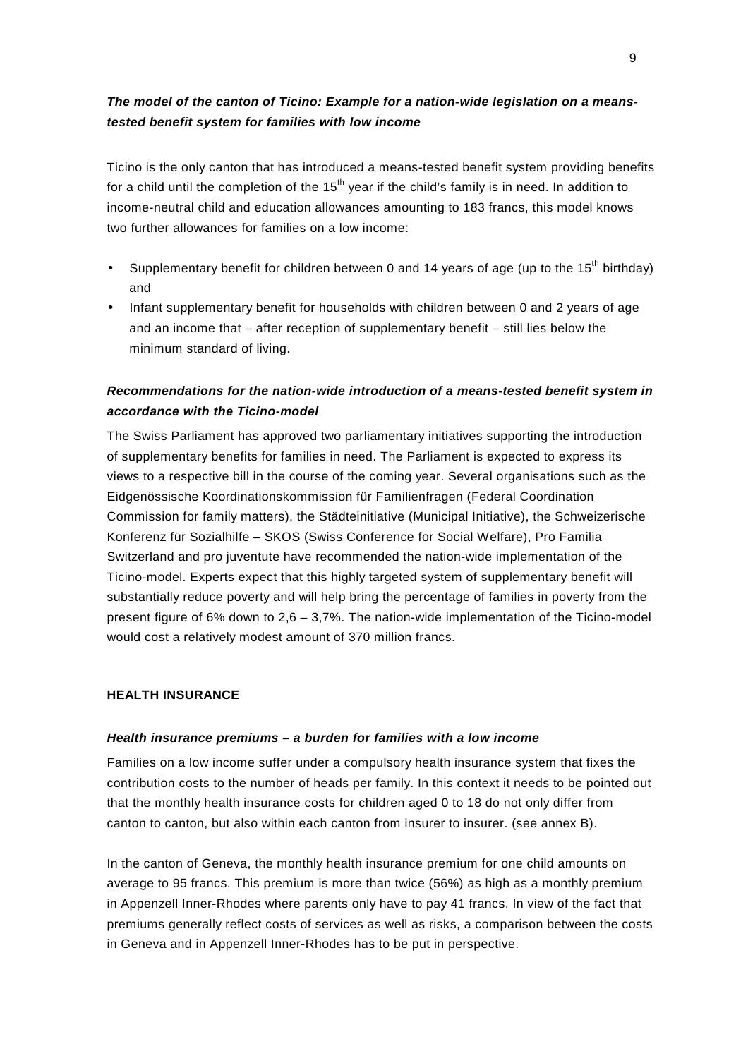***The model of the canton of Ticino: Example for a nation-wide legislation on a means-tested benefit system for families with low income***

Ticino is the only canton that has introduced a means-tested benefit system providing benefits for a child until the completion of the 15th year if the child's family is in need. In addition to income-neutral child and education allowances amounting to 183 francs, this model knows two further allowances for families on a low income:

- Supplementary benefit for children between 0 and 14 years of age (up to the 15th birthday) and
- Infant supplementary benefit for households with children between 0 and 2 years of age and an income that – after reception of supplementary benefit – still lies below the minimum standard of living.

***Recommendations for the nation-wide introduction of a means-tested benefit system in accordance with the Ticino-model***

The Swiss Parliament has approved two parliamentary initiatives supporting the introduction of supplementary benefits for families in need. The Parliament is expected to express its views to a respective bill in the course of the coming year. Several organisations such as the Eidgenössische Koordinationskommission für Familienfragen (Federal Coordination Commission for family matters), the Städteinitiative (Municipal Initiative), the Schweizerische Konferenz für Sozialhilfe – SKOS (Swiss Conference for Social Welfare), Pro Familia Switzerland and pro juventute have recommended the nation-wide implementation of the Ticino-model. Experts expect that this highly targeted system of supplementary benefit will substantially reduce poverty and will help bring the percentage of families in poverty from the present figure of 6% down to 2,6 – 3,7%. The nation-wide implementation of the Ticino-model would cost a relatively modest amount of 370 million francs.

## HEALTH INSURANCE

***Health insurance premiums – a burden for families with a low income***

Families on a low income suffer under a compulsory health insurance system that fixes the contribution costs to the number of heads per family. In this context it needs to be pointed out that the monthly health insurance costs for children aged 0 to 18 do not only differ from canton to canton, but also within each canton from insurer to insurer. (see annex B).

In the canton of Geneva, the monthly health insurance premium for one child amounts on average to 95 francs. This premium is more than twice (56%) as high as a monthly premium in Appenzell Inner-Rhodes where parents only have to pay 41 francs. In view of the fact that premiums generally reflect costs of services as well as risks, a comparison between the costs in Geneva and in Appenzell Inner-Rhodes has to be put in perspective.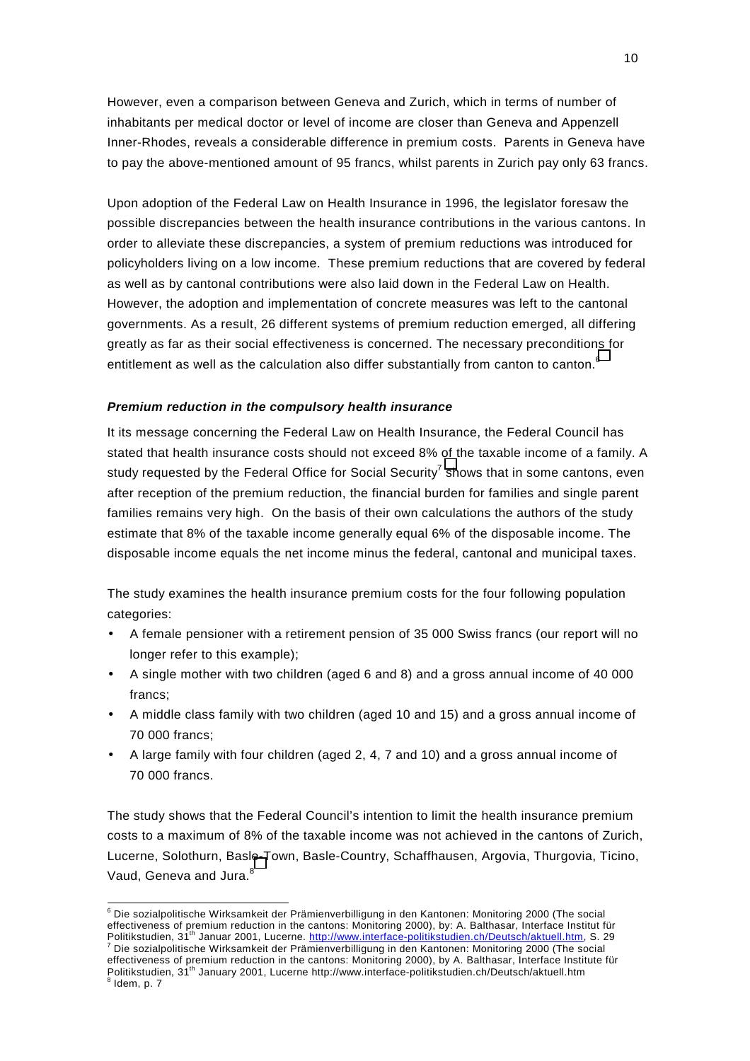However, even a comparison between Geneva and Zurich, which in terms of number of inhabitants per medical doctor or level of income are closer than Geneva and Appenzell Inner-Rhodes, reveals a considerable difference in premium costs. Parents in Geneva have to pay the above-mentioned amount of 95 francs, whilst parents in Zurich pay only 63 francs.

Upon adoption of the Federal Law on Health Insurance in 1996, the legislator foresaw the possible discrepancies between the health insurance contributions in the various cantons. In order to alleviate these discrepancies, a system of premium reductions was introduced for policyholders living on a low income. These premium reductions that are covered by federal as well as by cantonal contributions were also laid down in the Federal Law on Health. However, the adoption and implementation of concrete measures was left to the cantonal governments. As a result, 26 different systems of premium reduction emerged, all differing greatly as far as their social effectiveness is concerned. The necessary preconditions for entitlement as well as the calculation also differ substantially from canton to canton.[6]

***Premium reduction in the compulsory health insurance***

It its message concerning the Federal Law on Health Insurance, the Federal Council has stated that health insurance costs should not exceed 8% of the taxable income of a family. A study requested by the Federal Office for Social Security[7] shows that in some cantons, even after reception of the premium reduction, the financial burden for families and single parent families remains very high. On the basis of their own calculations the authors of the study estimate that 8% of the taxable income generally equal 6% of the disposable income. The disposable income equals the net income minus the federal, cantonal and municipal taxes.

The study examines the health insurance premium costs for the four following population categories:

- A female pensioner with a retirement pension of 35 000 Swiss francs (our report will no longer refer to this example);
- A single mother with two children (aged 6 and 8) and a gross annual income of 40 000 francs;
- A middle class family with two children (aged 10 and 15) and a gross annual income of 70 000 francs;
- A large family with four children (aged 2, 4, 7 and 10) and a gross annual income of 70 000 francs.

The study shows that the Federal Council's intention to limit the health insurance premium costs to a maximum of 8% of the taxable income was not achieved in the cantons of Zurich, Lucerne, Solothurn, Basle-Town, Basle-Country, Schaffhausen, Argovia, Thurgovia, Ticino, Vaud, Geneva and Jura.[8]

---

[6] Die sozialpolitische Wirksamkeit der Prämienverbilligung in den Kantonen: Monitoring 2000 (The social effectiveness of premium reduction in the cantons: Monitoring 2000), by: A. Balthasar, Interface Institut für Politikstudien, 31th Januar 2001, Lucerne. http://www.interface-politikstudien.ch/Deutsch/aktuell.htm, S. 29

[7] Die sozialpolitische Wirksamkeit der Prämienverbilligung in den Kantonen: Monitoring 2000 (The social effectiveness of premium reduction in the cantons: Monitoring 2000), by A. Balthasar, Interface Institute für Politikstudien, 31th January 2001, Lucerne http://www.interface-politikstudien.ch/Deutsch/aktuell.htm

[8] Idem, p. 7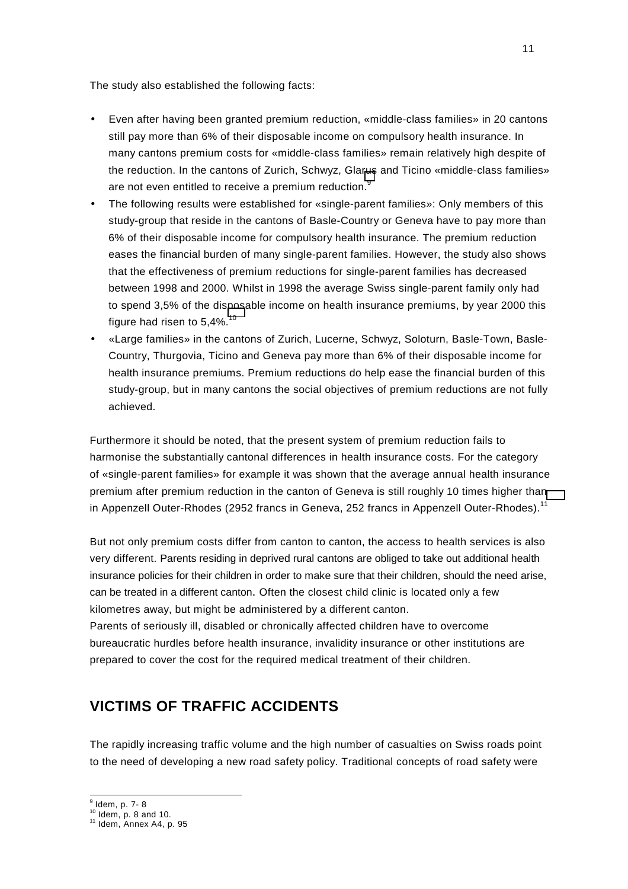The study also established the following facts:

- Even after having been granted premium reduction, «middle-class families» in 20 cantons still pay more than 6% of their disposable income on compulsory health insurance. In many cantons premium costs for «middle-class families» remain relatively high despite of the reduction. In the cantons of Zurich, Schwyz, Glarus and Ticino «middle-class families» are not even entitled to receive a premium reduction.[9]
- The following results were established for «single-parent families»: Only members of this study-group that reside in the cantons of Basle-Country or Geneva have to pay more than 6% of their disposable income for compulsory health insurance. The premium reduction eases the financial burden of many single-parent families. However, the study also shows that the effectiveness of premium reductions for single-parent families has decreased between 1998 and 2000. Whilst in 1998 the average Swiss single-parent family only had to spend 3,5% of the disposable income on health insurance premiums, by year 2000 this figure had risen to 5,4%.[10]
- «Large families» in the cantons of Zurich, Lucerne, Schwyz, Soloturn, Basle-Town, Basle-Country, Thurgovia, Ticino and Geneva pay more than 6% of their disposable income for health insurance premiums. Premium reductions do help ease the financial burden of this study-group, but in many cantons the social objectives of premium reductions are not fully achieved.

Furthermore it should be noted, that the present system of premium reduction fails to harmonise the substantially cantonal differences in health insurance costs. For the category of «single-parent families» for example it was shown that the average annual health insurance premium after premium reduction in the canton of Geneva is still roughly 10 times higher than in Appenzell Outer-Rhodes (2952 francs in Geneva, 252 francs in Appenzell Outer-Rhodes).[11]

But not only premium costs differ from canton to canton, the access to health services is also very different. Parents residing in deprived rural cantons are obliged to take out additional health insurance policies for their children in order to make sure that their children, should the need arise, can be treated in a different canton. Often the closest child clinic is located only a few kilometres away, but might be administered by a different canton.
Parents of seriously ill, disabled or chronically affected children have to overcome bureaucratic hurdles before health insurance, invalidity insurance or other institutions are prepared to cover the cost for the required medical treatment of their children.

## VICTIMS OF TRAFFIC ACCIDENTS

The rapidly increasing traffic volume and the high number of casualties on Swiss roads point to the need of developing a new road safety policy. Traditional concepts of road safety were

[9] Idem, p. 7- 8
[10] Idem, p. 8 and 10.
[11] Idem, Annex A4, p. 95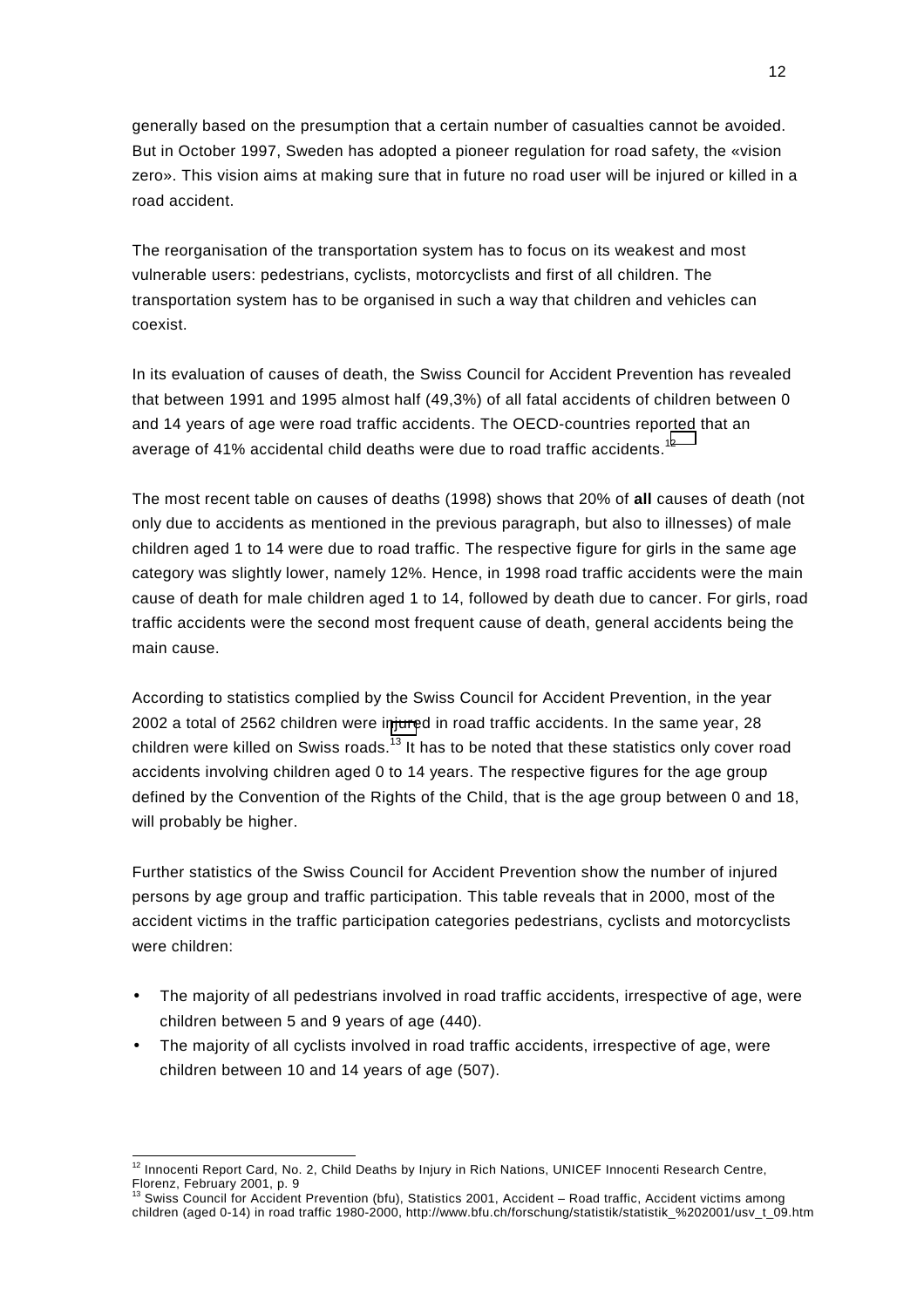generally based on the presumption that a certain number of casualties cannot be avoided. But in October 1997, Sweden has adopted a pioneer regulation for road safety, the «vision zero». This vision aims at making sure that in future no road user will be injured or killed in a road accident.

The reorganisation of the transportation system has to focus on its weakest and most vulnerable users: pedestrians, cyclists, motorcyclists and first of all children. The transportation system has to be organised in such a way that children and vehicles can coexist.

In its evaluation of causes of death, the Swiss Council for Accident Prevention has revealed that between 1991 and 1995 almost half (49,3%) of all fatal accidents of children between 0 and 14 years of age were road traffic accidents. The OECD-countries reported that an average of 41% accidental child deaths were due to road traffic accidents.[12]

The most recent table on causes of deaths (1998) shows that 20% of **all** causes of death (not only due to accidents as mentioned in the previous paragraph, but also to illnesses) of male children aged 1 to 14 were due to road traffic. The respective figure for girls in the same age category was slightly lower, namely 12%. Hence, in 1998 road traffic accidents were the main cause of death for male children aged 1 to 14, followed by death due to cancer. For girls, road traffic accidents were the second most frequent cause of death, general accidents being the main cause.

According to statistics complied by the Swiss Council for Accident Prevention, in the year 2002 a total of 2562 children were injured in road traffic accidents. In the same year, 28 children were killed on Swiss roads.[13] It has to be noted that these statistics only cover road accidents involving children aged 0 to 14 years. The respective figures for the age group defined by the Convention of the Rights of the Child, that is the age group between 0 and 18, will probably be higher.

Further statistics of the Swiss Council for Accident Prevention show the number of injured persons by age group and traffic participation. This table reveals that in 2000, most of the accident victims in the traffic participation categories pedestrians, cyclists and motorcyclists were children:

- The majority of all pedestrians involved in road traffic accidents, irrespective of age, were children between 5 and 9 years of age (440).
- The majority of all cyclists involved in road traffic accidents, irrespective of age, were children between 10 and 14 years of age (507).

[12] Innocenti Report Card, No. 2, Child Deaths by Injury in Rich Nations, UNICEF Innocenti Research Centre, Florenz, February 2001, p. 9

[13] Swiss Council for Accident Prevention (bfu), Statistics 2001, Accident – Road traffic, Accident victims among children (aged 0-14) in road traffic 1980-2000, http://www.bfu.ch/forschung/statistik/statistik_%202001/usv_t_09.htm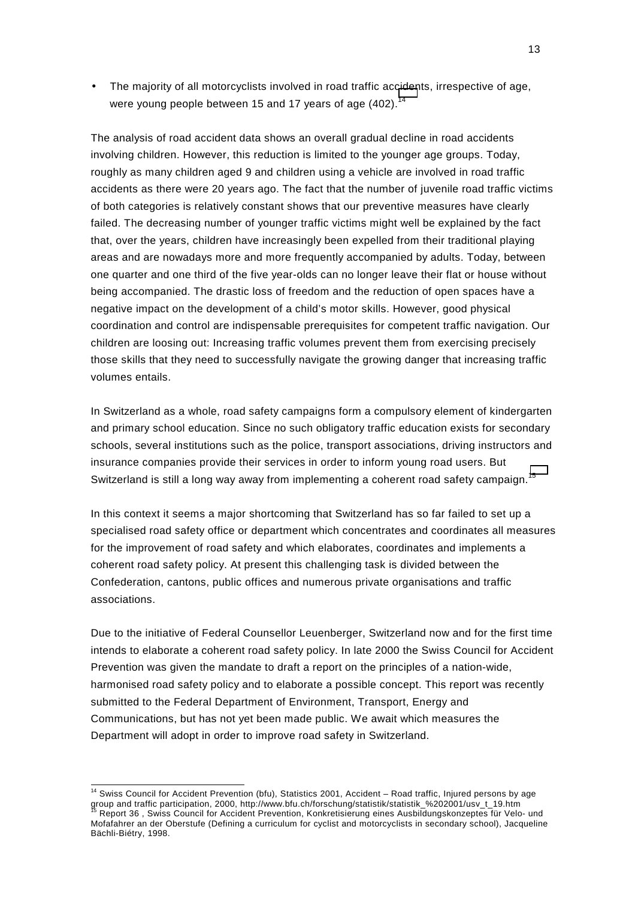- The majority of all motorcyclists involved in road traffic accidents, irrespective of age, were young people between 15 and 17 years of age (402).[14]

The analysis of road accident data shows an overall gradual decline in road accidents involving children. However, this reduction is limited to the younger age groups. Today, roughly as many children aged 9 and children using a vehicle are involved in road traffic accidents as there were 20 years ago. The fact that the number of juvenile road traffic victims of both categories is relatively constant shows that our preventive measures have clearly failed. The decreasing number of younger traffic victims might well be explained by the fact that, over the years, children have increasingly been expelled from their traditional playing areas and are nowadays more and more frequently accompanied by adults. Today, between one quarter and one third of the five year-olds can no longer leave their flat or house without being accompanied. The drastic loss of freedom and the reduction of open spaces have a negative impact on the development of a child's motor skills. However, good physical coordination and control are indispensable prerequisites for competent traffic navigation. Our children are loosing out: Increasing traffic volumes prevent them from exercising precisely those skills that they need to successfully navigate the growing danger that increasing traffic volumes entails.

In Switzerland as a whole, road safety campaigns form a compulsory element of kindergarten and primary school education. Since no such obligatory traffic education exists for secondary schools, several institutions such as the police, transport associations, driving instructors and insurance companies provide their services in order to inform young road users. But Switzerland is still a long way away from implementing a coherent road safety campaign.[15]

In this context it seems a major shortcoming that Switzerland has so far failed to set up a specialised road safety office or department which concentrates and coordinates all measures for the improvement of road safety and which elaborates, coordinates and implements a coherent road safety policy. At present this challenging task is divided between the Confederation, cantons, public offices and numerous private organisations and traffic associations.

Due to the initiative of Federal Counsellor Leuenberger, Switzerland now and for the first time intends to elaborate a coherent road safety policy. In late 2000 the Swiss Council for Accident Prevention was given the mandate to draft a report on the principles of a nation-wide, harmonised road safety policy and to elaborate a possible concept. This report was recently submitted to the Federal Department of Environment, Transport, Energy and Communications, but has not yet been made public. We await which measures the Department will adopt in order to improve road safety in Switzerland.

---

[14] Swiss Council for Accident Prevention (bfu), Statistics 2001, Accident – Road traffic, Injured persons by age group and traffic participation, 2000, http://www.bfu.ch/forschung/statistik/statistik_%202001/usv_t_19.htm

[15] Report 36 , Swiss Council for Accident Prevention, Konkretisierung eines Ausbildungskonzeptes für Velo- und Mofafahrer an der Oberstufe (Defining a curriculum for cyclist and motorcyclists in secondary school), Jacqueline Bächli-Biétry, 1998.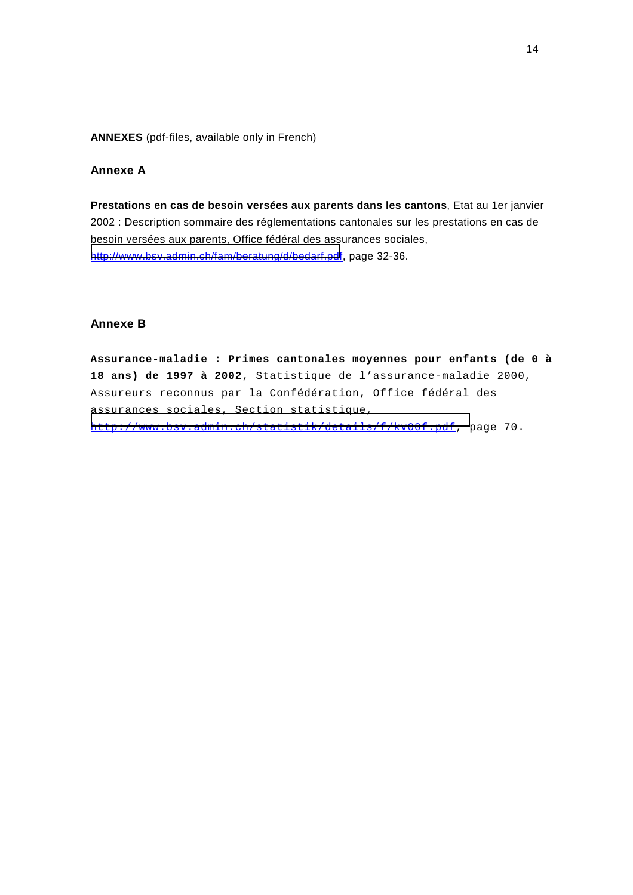**ANNEXES** (pdf-files, available only in French)

## Annexe A

**Prestations en cas de besoin versées aux parents dans les cantons**, Etat au 1er janvier 2002 : Description sommaire des réglementations cantonales sur les prestations en cas de besoin versées aux parents, Office fédéral des assurances sociales, http://www.bsv.admin.ch/fam/beratung/d/bedarf.pdf, page 32-36.

## Annexe B

**Assurance-maladie : Primes cantonales moyennes pour enfants (de 0 à 18 ans) de 1997 à 2002**, Statistique de l'assurance-maladie 2000, Assureurs reconnus par la Confédération, Office fédéral des assurances sociales, Section statistique, http://www.bsv.admin.ch/statistik/details/f/kv00f.pdf, page 70.